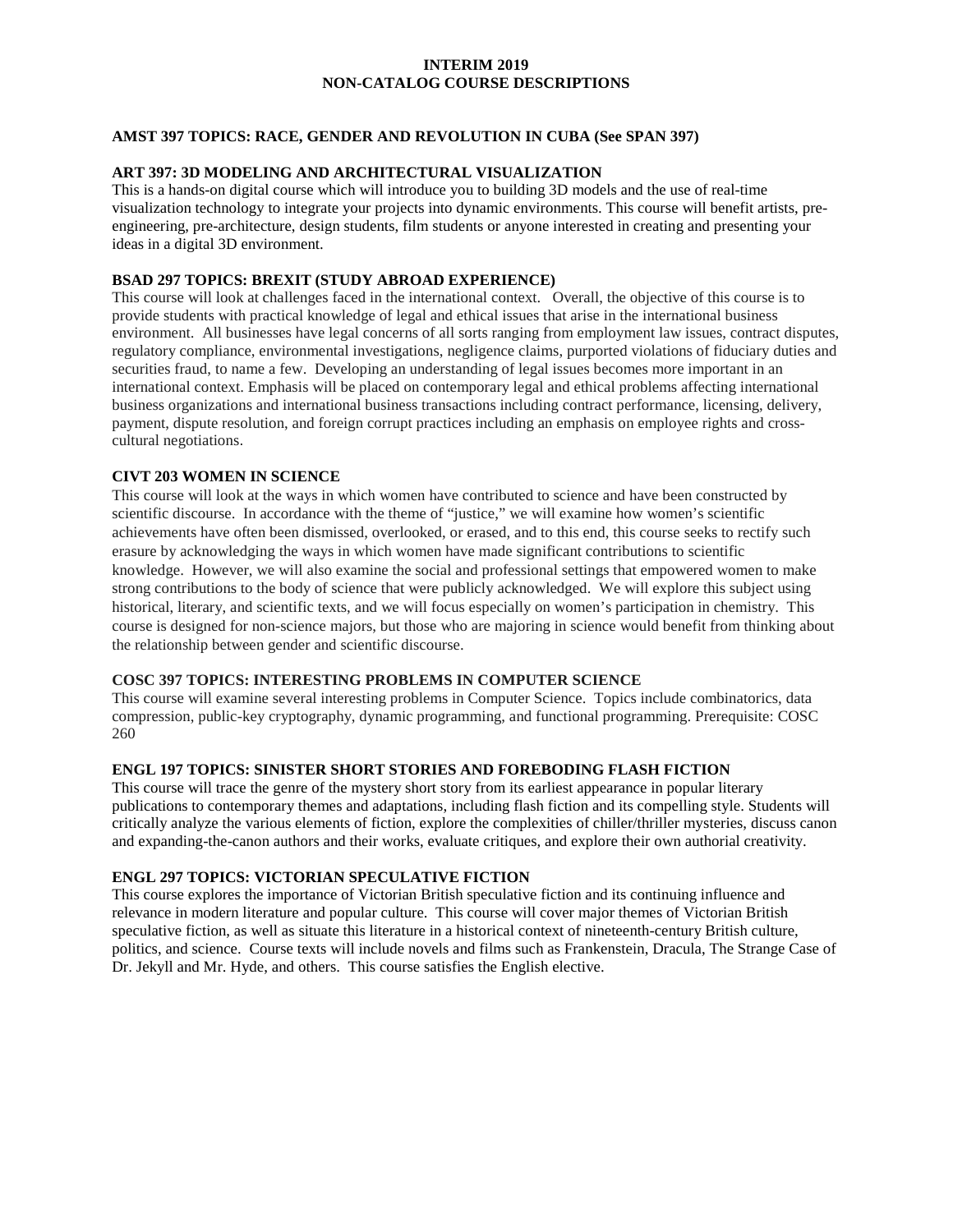# INTERIM 2019
# NON-CATALOG COURSE DESCRIPTIONS

### AMST 397 TOPICS: RACE, GENDER AND REVOLUTION IN CUBA (See SPAN 397)

### ART 397: 3D MODELING AND ARCHITECTURAL VISUALIZATION

This is a hands-on digital course which will introduce you to building 3D models and the use of real-time visualization technology to integrate your projects into dynamic environments. This course will benefit artists, pre-engineering, pre-architecture, design students, film students or anyone interested in creating and presenting your ideas in a digital 3D environment.

### BSAD 297 TOPICS: BREXIT (STUDY ABROAD EXPERIENCE)

This course will look at challenges faced in the international context. Overall, the objective of this course is to provide students with practical knowledge of legal and ethical issues that arise in the international business environment. All businesses have legal concerns of all sorts ranging from employment law issues, contract disputes, regulatory compliance, environmental investigations, negligence claims, purported violations of fiduciary duties and securities fraud, to name a few. Developing an understanding of legal issues becomes more important in an international context. Emphasis will be placed on contemporary legal and ethical problems affecting international business organizations and international business transactions including contract performance, licensing, delivery, payment, dispute resolution, and foreign corrupt practices including an emphasis on employee rights and cross-cultural negotiations.

### CIVT 203 WOMEN IN SCIENCE

This course will look at the ways in which women have contributed to science and have been constructed by scientific discourse. In accordance with the theme of "justice," we will examine how women's scientific achievements have often been dismissed, overlooked, or erased, and to this end, this course seeks to rectify such erasure by acknowledging the ways in which women have made significant contributions to scientific knowledge. However, we will also examine the social and professional settings that empowered women to make strong contributions to the body of science that were publicly acknowledged. We will explore this subject using historical, literary, and scientific texts, and we will focus especially on women's participation in chemistry. This course is designed for non-science majors, but those who are majoring in science would benefit from thinking about the relationship between gender and scientific discourse.

### COSC 397 TOPICS: INTERESTING PROBLEMS IN COMPUTER SCIENCE

This course will examine several interesting problems in Computer Science. Topics include combinatorics, data compression, public-key cryptography, dynamic programming, and functional programming. Prerequisite: COSC 260

### ENGL 197 TOPICS: SINISTER SHORT STORIES AND FOREBODING FLASH FICTION

This course will trace the genre of the mystery short story from its earliest appearance in popular literary publications to contemporary themes and adaptations, including flash fiction and its compelling style. Students will critically analyze the various elements of fiction, explore the complexities of chiller/thriller mysteries, discuss canon and expanding-the-canon authors and their works, evaluate critiques, and explore their own authorial creativity.

### ENGL 297 TOPICS: VICTORIAN SPECULATIVE FICTION

This course explores the importance of Victorian British speculative fiction and its continuing influence and relevance in modern literature and popular culture. This course will cover major themes of Victorian British speculative fiction, as well as situate this literature in a historical context of nineteenth-century British culture, politics, and science. Course texts will include novels and films such as Frankenstein, Dracula, The Strange Case of Dr. Jekyll and Mr. Hyde, and others. This course satisfies the English elective.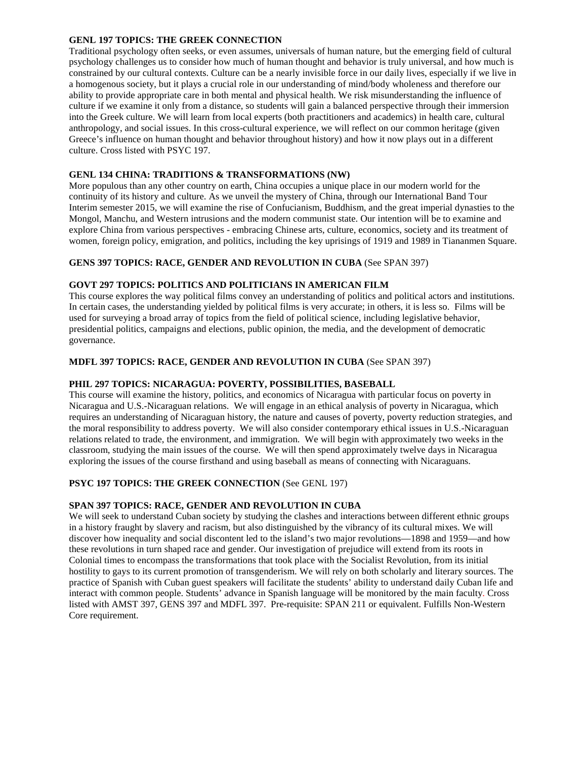**GENL 197 TOPICS: THE GREEK CONNECTION**

Traditional psychology often seeks, or even assumes, universals of human nature, but the emerging field of cultural psychology challenges us to consider how much of human thought and behavior is truly universal, and how much is constrained by our cultural contexts. Culture can be a nearly invisible force in our daily lives, especially if we live in a homogenous society, but it plays a crucial role in our understanding of mind/body wholeness and therefore our ability to provide appropriate care in both mental and physical health. We risk misunderstanding the influence of culture if we examine it only from a distance, so students will gain a balanced perspective through their immersion into the Greek culture. We will learn from local experts (both practitioners and academics) in health care, cultural anthropology, and social issues. In this cross-cultural experience, we will reflect on our common heritage (given Greece's influence on human thought and behavior throughout history) and how it now plays out in a different culture. Cross listed with PSYC 197.

**GENL 134 CHINA: TRADITIONS & TRANSFORMATIONS (NW)**

More populous than any other country on earth, China occupies a unique place in our modern world for the continuity of its history and culture. As we unveil the mystery of China, through our International Band Tour Interim semester 2015, we will examine the rise of Confucianism, Buddhism, and the great imperial dynasties to the Mongol, Manchu, and Western intrusions and the modern communist state. Our intention will be to examine and explore China from various perspectives - embracing Chinese arts, culture, economics, society and its treatment of women, foreign policy, emigration, and politics, including the key uprisings of 1919 and 1989 in Tiananmen Square.

**GENS 397 TOPICS: RACE, GENDER AND REVOLUTION IN CUBA** (See SPAN 397)

**GOVT 297 TOPICS: POLITICS AND POLITICIANS IN AMERICAN FILM**

This course explores the way political films convey an understanding of politics and political actors and institutions. In certain cases, the understanding yielded by political films is very accurate; in others, it is less so. Films will be used for surveying a broad array of topics from the field of political science, including legislative behavior, presidential politics, campaigns and elections, public opinion, the media, and the development of democratic governance.

**MDFL 397 TOPICS: RACE, GENDER AND REVOLUTION IN CUBA** (See SPAN 397)

**PHIL 297 TOPICS: NICARAGUA: POVERTY, POSSIBILITIES, BASEBALL**

This course will examine the history, politics, and economics of Nicaragua with particular focus on poverty in Nicaragua and U.S.-Nicaraguan relations. We will engage in an ethical analysis of poverty in Nicaragua, which requires an understanding of Nicaraguan history, the nature and causes of poverty, poverty reduction strategies, and the moral responsibility to address poverty. We will also consider contemporary ethical issues in U.S.-Nicaraguan relations related to trade, the environment, and immigration. We will begin with approximately two weeks in the classroom, studying the main issues of the course. We will then spend approximately twelve days in Nicaragua exploring the issues of the course firsthand and using baseball as means of connecting with Nicaraguans.

**PSYC 197 TOPICS: THE GREEK CONNECTION** (See GENL 197)

**SPAN 397 TOPICS: RACE, GENDER AND REVOLUTION IN CUBA**

We will seek to understand Cuban society by studying the clashes and interactions between different ethnic groups in a history fraught by slavery and racism, but also distinguished by the vibrancy of its cultural mixes. We will discover how inequality and social discontent led to the island's two major revolutions—1898 and 1959—and how these revolutions in turn shaped race and gender. Our investigation of prejudice will extend from its roots in Colonial times to encompass the transformations that took place with the Socialist Revolution, from its initial hostility to gays to its current promotion of transgenderism. We will rely on both scholarly and literary sources. The practice of Spanish with Cuban guest speakers will facilitate the students' ability to understand daily Cuban life and interact with common people. Students' advance in Spanish language will be monitored by the main faculty. Cross listed with AMST 397, GENS 397 and MDFL 397. Pre-requisite: SPAN 211 or equivalent. Fulfills Non-Western Core requirement.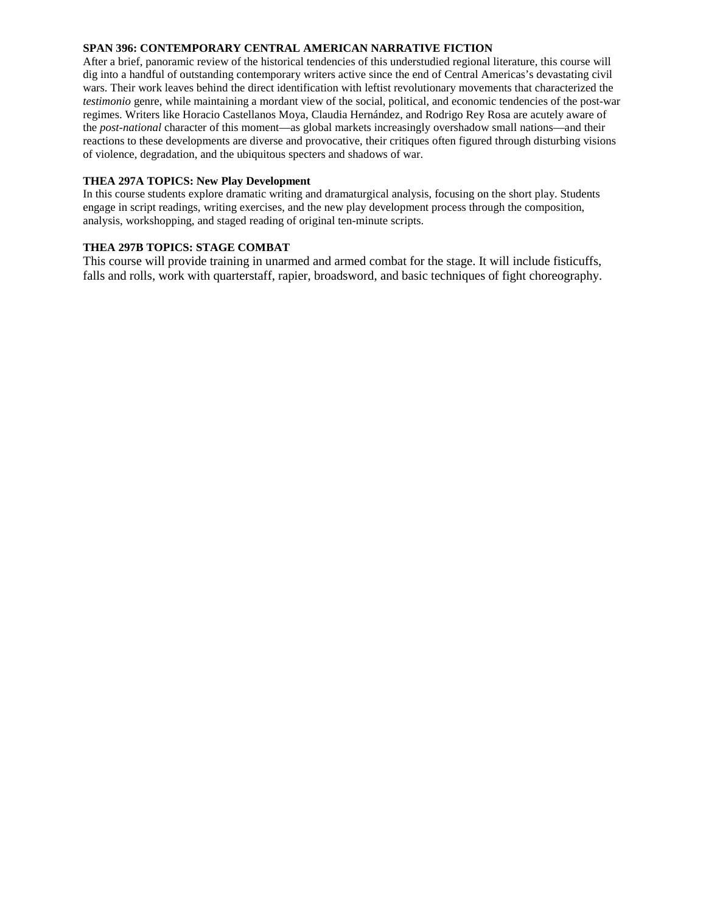**SPAN 396: CONTEMPORARY CENTRAL AMERICAN NARRATIVE FICTION**

After a brief, panoramic review of the historical tendencies of this understudied regional literature, this course will dig into a handful of outstanding contemporary writers active since the end of Central Americas's devastating civil wars. Their work leaves behind the direct identification with leftist revolutionary movements that characterized the *testimonio* genre, while maintaining a mordant view of the social, political, and economic tendencies of the post-war regimes. Writers like Horacio Castellanos Moya, Claudia Hernández, and Rodrigo Rey Rosa are acutely aware of the *post-national* character of this moment—as global markets increasingly overshadow small nations—and their reactions to these developments are diverse and provocative, their critiques often figured through disturbing visions of violence, degradation, and the ubiquitous specters and shadows of war.

**THEA 297A TOPICS: New Play Development**

In this course students explore dramatic writing and dramaturgical analysis, focusing on the short play. Students engage in script readings, writing exercises, and the new play development process through the composition, analysis, workshopping, and staged reading of original ten-minute scripts.

**THEA 297B TOPICS: STAGE COMBAT**

This course will provide training in unarmed and armed combat for the stage. It will include fisticuffs, falls and rolls, work with quarterstaff, rapier, broadsword, and basic techniques of fight choreography.